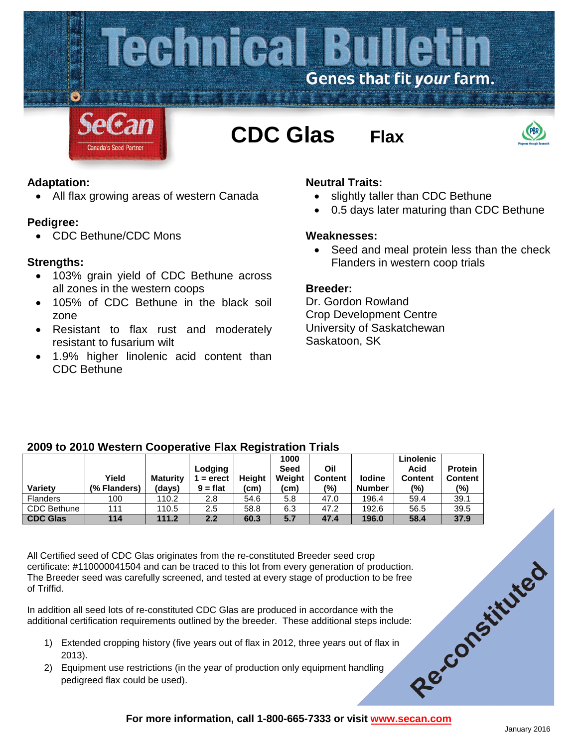# Technical Bulletin

Genes that fit *your* farm.

SeCan — Canada's Seed Partner

# CDC Glas **Flax**

### Adaptation:

- All flax growing areas of western Canada

### Pedigree:

- CDC Bethune/CDC Mons

### Strengths:

- 103% grain yield of CDC Bethune across all zones in the western coops
- 105% of CDC Bethune in the black soil zone
- Resistant to flax rust and moderately resistant to fusarium wilt
- 1.9% higher linolenic acid content than CDC Bethune

### Neutral Traits:

- slightly taller than CDC Bethune
- 0.5 days later maturing than CDC Bethune

### Weaknesses:

- Seed and meal protein less than the check Flanders in western coop trials

### Breeder:

Dr. Gordon Rowland
Crop Development Centre
University of Saskatchewan
Saskatoon, SK

### 2009 to 2010 Western Cooperative Flax Registration Trials

| Variety | Yield (% Flanders) | Maturity (days) | Lodging 1 = erect 9 = flat | Height (cm) | 1000 Seed Weight (cm) | Oil Content (%) | Iodine Number | Linolenic Acid Content (%) | Protein Content (%) |
|---|---|---|---|---|---|---|---|---|---|
| Flanders | 100 | 110.2 | 2.8 | 54.6 | 5.8 | 47.0 | 196.4 | 59.4 | 39.1 |
| CDC Bethune | 111 | 110.5 | 2.5 | 58.8 | 6.3 | 47.2 | 192.6 | 56.5 | 39.5 |
| **CDC Glas** | **114** | **111.2** | **2.2** | **60.3** | **5.7** | **47.4** | **196.0** | **58.4** | **37.9** |

All Certified seed of CDC Glas originates from the re-constituted Breeder seed crop certificate: #110000041504 and can be traced to this lot from every generation of production. The Breeder seed was carefully screened, and tested at every stage of production to be free of Triffid.

In addition all seed lots of re-constituted CDC Glas are produced in accordance with the additional certification requirements outlined by the breeder. These additional steps include:

1) Extended cropping history (five years out of flax in 2012, three years out of flax in 2013).
2) Equipment use restrictions (in the year of production only equipment handling pedigreed flax could be used).

**Re-constituted**

**For more information, call 1-800-665-7333 or visit www.secan.com**

January 2016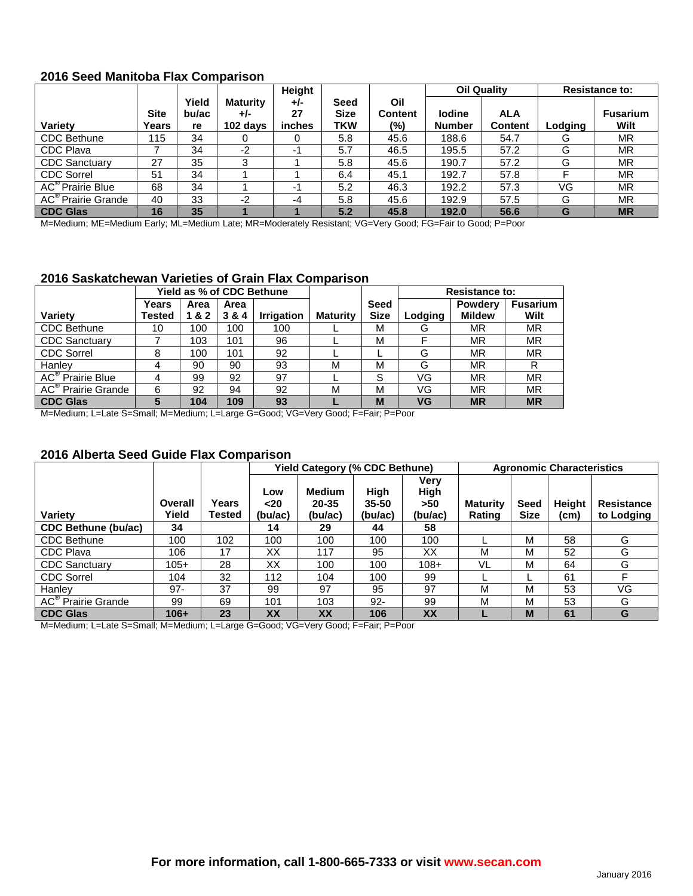## 2016 Seed Manitoba Flax Comparison

| | | | | Height | | | Oil Quality | | Resistance to: | |
|---|---|---|---|---|---|---|---|---|---|---|
| Variety | Site Years | Yield bu/acre | Maturity +/- 102 days | +/- 27 inches | Seed Size TKW | Oil Content (%) | Iodine Number | ALA Content | Lodging | Fusarium Wilt |
| CDC Bethune | 115 | 34 | 0 | 0 | 5.8 | 45.6 | 188.6 | 54.7 | G | MR |
| CDC Plava | 7 | 34 | -2 | -1 | 5.7 | 46.5 | 195.5 | 57.2 | G | MR |
| CDC Sanctuary | 27 | 35 | 3 | 1 | 5.8 | 45.6 | 190.7 | 57.2 | G | MR |
| CDC Sorrel | 51 | 34 | 1 | 1 | 6.4 | 45.1 | 192.7 | 57.8 | F | MR |
| AC® Prairie Blue | 68 | 34 | 1 | -1 | 5.2 | 46.3 | 192.2 | 57.3 | VG | MR |
| AC® Prairie Grande | 40 | 33 | -2 | -4 | 5.8 | 45.6 | 192.9 | 57.5 | G | MR |
| **CDC Glas** | **16** | **35** | **1** | **1** | **5.2** | **45.8** | **192.0** | **56.6** | **G** | **MR** |

M=Medium; ME=Medium Early; ML=Medium Late; MR=Moderately Resistant; VG=Very Good; FG=Fair to Good; P=Poor

## 2016 Saskatchewan Varieties of Grain Flax Comparison

| | Yield as % of CDC Bethune | | | | | | Resistance to: | | |
|---|---|---|---|---|---|---|---|---|---|
| Variety | Years Tested | Area 1 & 2 | Area 3 & 4 | Irrigation | Maturity | Seed Size | Lodging | Powdery Mildew | Fusarium Wilt |
| CDC Bethune | 10 | 100 | 100 | 100 | L | M | G | MR | MR |
| CDC Sanctuary | 7 | 103 | 101 | 96 | L | M | F | MR | MR |
| CDC Sorrel | 8 | 100 | 101 | 92 | L | L | G | MR | MR |
| Hanley | 4 | 90 | 90 | 93 | M | M | G | MR | R |
| AC® Prairie Blue | 4 | 99 | 92 | 97 | L | S | VG | MR | MR |
| AC® Prairie Grande | 6 | 92 | 94 | 92 | M | M | VG | MR | MR |
| **CDC Glas** | **5** | **104** | **109** | **93** | **L** | **M** | **VG** | **MR** | **MR** |

M=Medium; L=Late S=Small; M=Medium; L=Large G=Good; VG=Very Good; F=Fair; P=Poor

## 2016 Alberta Seed Guide Flax Comparison

| | | | Yield Category (% CDC Bethune) | | | | Agronomic Characteristics | | | |
|---|---|---|---|---|---|---|---|---|---|---|
| Variety | Overall Yield | Years Tested | Low <20 (bu/ac) | Medium 20-35 (bu/ac) | High 35-50 (bu/ac) | Very High >50 (bu/ac) | Maturity Rating | Seed Size | Height (cm) | Resistance to Lodging |
| **CDC Bethune (bu/ac)** | **34** | | **14** | **29** | **44** | **58** | | | | |
| CDC Bethune | 100 | 102 | 100 | 100 | 100 | 100 | L | M | 58 | G |
| CDC Plava | 106 | 17 | XX | 117 | 95 | XX | M | M | 52 | G |
| CDC Sanctuary | 105+ | 28 | XX | 100 | 100 | 108+ | VL | M | 64 | G |
| CDC Sorrel | 104 | 32 | 112 | 104 | 100 | 99 | L | L | 61 | F |
| Hanley | 97- | 37 | 99 | 97 | 95 | 97 | M | M | 53 | VG |
| AC® Prairie Grande | 99 | 69 | 101 | 103 | 92- | 99 | M | M | 53 | G |
| **CDC Glas** | **106+** | **23** | **XX** | **XX** | **106** | **XX** | **L** | **M** | **61** | **G** |

M=Medium; L=Late S=Small; M=Medium; L=Large G=Good; VG=Very Good; F=Fair; P=Poor

**For more information, call 1-800-665-7333 or visit www.secan.com**

January 2016